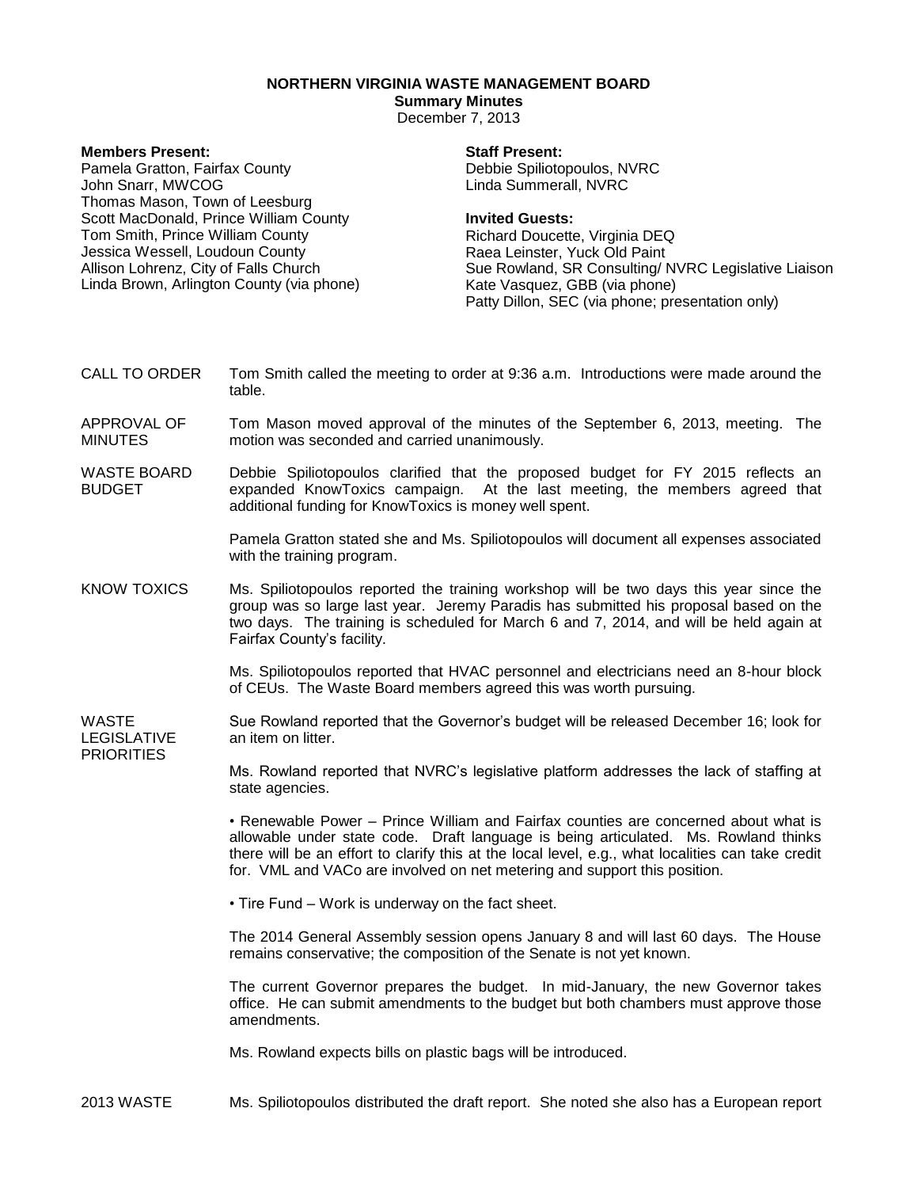# NORTHERN VIRGINIA WASTE MANAGEMENT BOARD

**Summary Minutes**

December 7, 2013

**Members Present:**
Pamela Gratton, Fairfax County
John Snarr, MWCOG
Thomas Mason, Town of Leesburg
Scott MacDonald, Prince William County
Tom Smith, Prince William County
Jessica Wessell, Loudoun County
Allison Lohrenz, City of Falls Church
Linda Brown, Arlington County (via phone)

**Staff Present:**
Debbie Spiliotopoulos, NVRC
Linda Summerall, NVRC

**Invited Guests:**
Richard Doucette, Virginia DEQ
Raea Leinster, Yuck Old Paint
Sue Rowland, SR Consulting/ NVRC Legislative Liaison
Kate Vasquez, GBB (via phone)
Patty Dillon, SEC (via phone; presentation only)

CALL TO ORDER

Tom Smith called the meeting to order at 9:36 a.m. Introductions were made around the table.

APPROVAL OF MINUTES

Tom Mason moved approval of the minutes of the September 6, 2013, meeting. The motion was seconded and carried unanimously.

WASTE BOARD BUDGET

Debbie Spiliotopoulos clarified that the proposed budget for FY 2015 reflects an expanded KnowToxics campaign. At the last meeting, the members agreed that additional funding for KnowToxics is money well spent.

Pamela Gratton stated she and Ms. Spiliotopoulos will document all expenses associated with the training program.

KNOW TOXICS

Ms. Spiliotopoulos reported the training workshop will be two days this year since the group was so large last year. Jeremy Paradis has submitted his proposal based on the two days. The training is scheduled for March 6 and 7, 2014, and will be held again at Fairfax County's facility.

Ms. Spiliotopoulos reported that HVAC personnel and electricians need an 8-hour block of CEUs. The Waste Board members agreed this was worth pursuing.

WASTE LEGISLATIVE PRIORITIES

Sue Rowland reported that the Governor's budget will be released December 16; look for an item on litter.

Ms. Rowland reported that NVRC's legislative platform addresses the lack of staffing at state agencies.

• Renewable Power – Prince William and Fairfax counties are concerned about what is allowable under state code. Draft language is being articulated. Ms. Rowland thinks there will be an effort to clarify this at the local level, e.g., what localities can take credit for. VML and VACo are involved on net metering and support this position.

• Tire Fund – Work is underway on the fact sheet.

The 2014 General Assembly session opens January 8 and will last 60 days. The House remains conservative; the composition of the Senate is not yet known.

The current Governor prepares the budget. In mid-January, the new Governor takes office. He can submit amendments to the budget but both chambers must approve those amendments.

Ms. Rowland expects bills on plastic bags will be introduced.

2013 WASTE

Ms. Spiliotopoulos distributed the draft report. She noted she also has a European report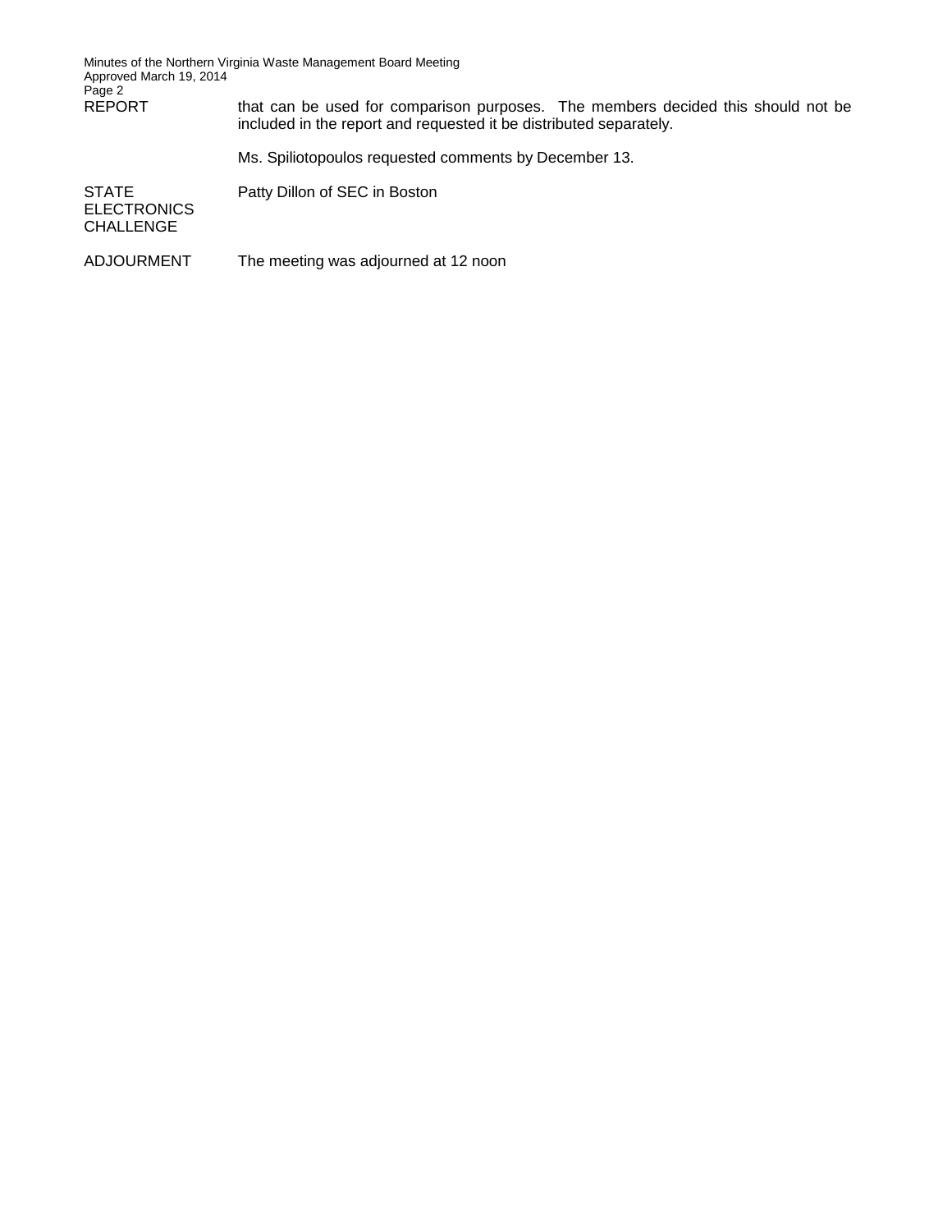| | |
|---|---|
| REPORT | that can be used for comparison purposes. The members decided this should not be included in the report and requested it be distributed separately. |
| | Ms. Spiliotopoulos requested comments by December 13. |
| STATE ELECTRONICS CHALLENGE | Patty Dillon of SEC in Boston |
| ADJOURMENT | The meeting was adjourned at 12 noon |